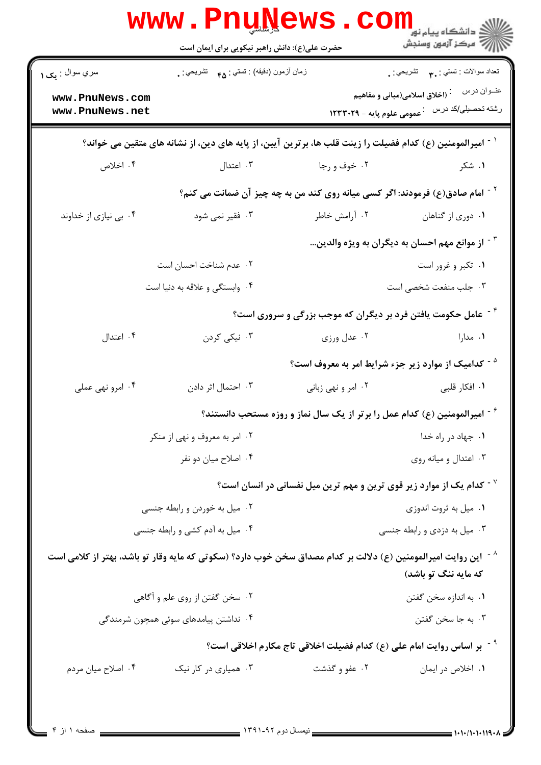حضرت علی(ع): دانش راهبر نیکویی برای ایمان است

سري سوال : یک ۱

زمان آزمون (دقیقه) : تستي : ۴۵ تشريحي : ۰

تعداد سوالات : تستي : ۳۰ تشريحي : ۰

عنــوان درس : (اخلاق اسلامی(مبانی و مفاهیم

رشته تحصيلي/کد درس : عمومی علوم پایه - ۱۲۳۳۰۲۹

۱- امیرالمومنین (ع) کدام فضیلت را زینت قلب ها، برترین آیین، از پایه های دین، از نشانه های متقین می خواند؟

۱. شکر
۲. خوف و رجا
۳. اعتدال
۴. اخلاص

۲- امام صادق(ع) فرمودند: اگر کسی میانه روی کند من به چه چیز آن ضمانت می کنم؟

۱. دوری از گناهان
۲. آرامش خاطر
۳. فقیر نمی شود
۴. بی نیازی از خداوند

۳- از موانع مهم احسان به دیگران به ویژه والدین...

۱. تکبر و غرور است
۲. عدم شناخت احسان است
۳. جلب منفعت شخصی است
۴. وابستگی و علاقه به دنیا است

۴- عامل حکومت یافتن فرد بر دیگران که موجب بزرگی و سروری است؟

۱. مدارا
۲. عدل ورزی
۳. نیکی کردن
۴. اعتدال

۵- کدامیک از موارد زیر جزء شرایط امر به معروف است؟

۱. افکار قلبی
۲. امر و نهی زبانی
۳. احتمال اثر دادن
۴. امرو نهی عملی

۶- امیرالمومنین (ع) کدام عمل را برتر از یک سال نماز و روزه مستحب دانستند؟

۱. جهاد در راه خدا
۲. امر به معروف و نهی از منکر
۳. اعتدال و میانه روی
۴. اصلاح میان دو نفر

۷- کدام یک از موارد زیر قوی ترین و مهم ترین میل نفسانی در انسان است؟

۱. میل به ثروت اندوزی
۲. میل به خوردن و رابطه جنسی
۳. میل به دزدی و رابطه جنسی
۴. میل به آدم کشی و رابطه جنسی

۸- این روایت امیرالمومنین (ع) دلالت بر کدام مصداق سخن خوب دارد؟ (سکوتی که مایه وقار تو باشد، بهتر از کلامی است که مایه ننگ تو باشد)

۱. به اندازه سخن گفتن
۲. سخن گفتن از روی علم و آگاهی
۳. به جا سخن گفتن
۴. نداشتن پیامدهای سوئی همچون شرمندگی

۹- بر اساس روایت امام علی (ع) کدام فضیلت اخلاقی تاج مکارم اخلاقی است؟

۱. اخلاص در ایمان
۲. عفو و گذشت
۳. همیاری در کار نیک
۴. اصلاح میان مردم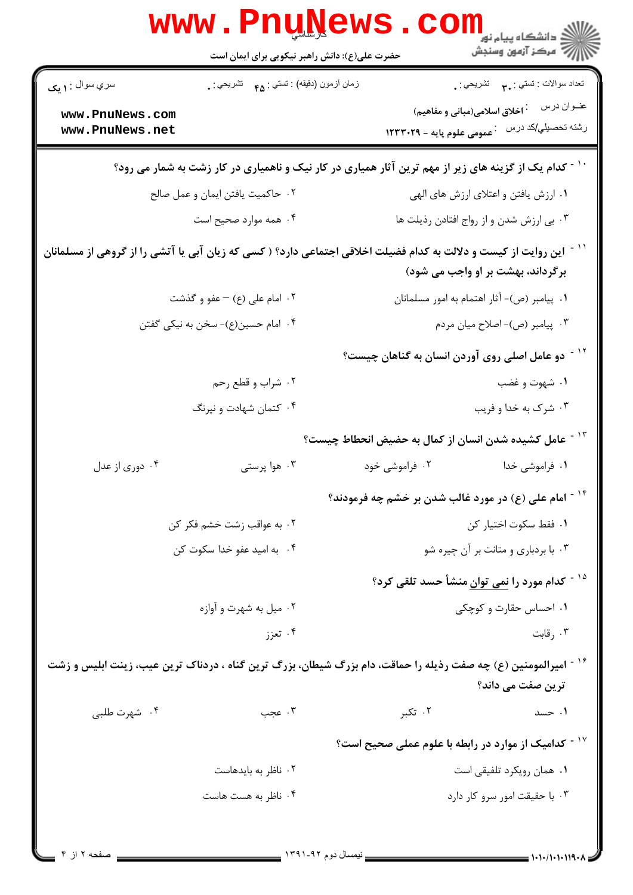۱۰ - کدام یک از گزینه های زیر از مهم ترین آثار همیاری در کار نیک و ناهمیاری در کار زشت به شمار می رود؟

۱. ارزش یافتن و اعتلای ارزش های الهی

۲. حاکمیت یافتن ایمان و عمل صالح

۳. بی ارزش شدن و از رواج افتادن رذیلت ها

۴. همه موارد صحیح است

۱۱ - این روایت از کیست و دلالت به کدام فضیلت اخلاقی اجتماعی دارد؟ ( کسی که زیان آبی یا آتشی را از گروهی از مسلمانان برگرداند، بهشت بر او واجب می شود)

۱. پیامبر (ص)- آثار اهتمام به امور مسلمانان

۲. امام علی (ع) – عفو و گذشت

۳. پیامبر (ص)- اصلاح میان مردم

۴. امام حسین(ع)- سخن به نیکی گفتن

۱۲ - دو عامل اصلی روی آوردن انسان به گناهان چیست؟

۱. شهوت و غضب

۲. شراب و قطع رحم

۳. شرک به خدا و فریب

۴. کتمان شهادت و نیرنگ

۱۳ - عامل کشیده شدن انسان از کمال به حضیض انحطاط چیست؟

۱. فراموشی خدا

۲. فراموشی خود

۳. هوا پرستی

۴. دوری از عدل

۱۴ - امام علی (ع) در مورد غالب شدن بر خشم چه فرمودند؟

۱. فقط سکوت اختیار کن

۲. به عواقب زشت خشم فکر کن

۳. با بردباری و متانت بر آن چیره شو

۴. به امید عفو خدا سکوت کن

۱۵ - کدام مورد را نمی توان منشأ حسد تلقی کرد؟

۱. احساس حقارت و کوچکی

۲. میل به شهرت و آوازه

۳. رقابت

۴. تعزز

۱۶ - امیرالمومنین (ع) چه صفت رذیله را حماقت، دام بزرگ شیطان، بزرگ ترین گناه ، دردناک ترین عیب، زینت ابلیس و زشت ترین صفت می داند؟

۱. حسد

۲. تکبر

۳. عجب

۴. شهرت طلبی

۱۷ - کدامیک از موارد در رابطه با علوم عملی صحیح است؟

۱. همان رویکرد تلفیقی است

۲. ناظر به بایدهاست

۳. با حقیقت امور سرو کار دارد

۴. ناظر به هست هاست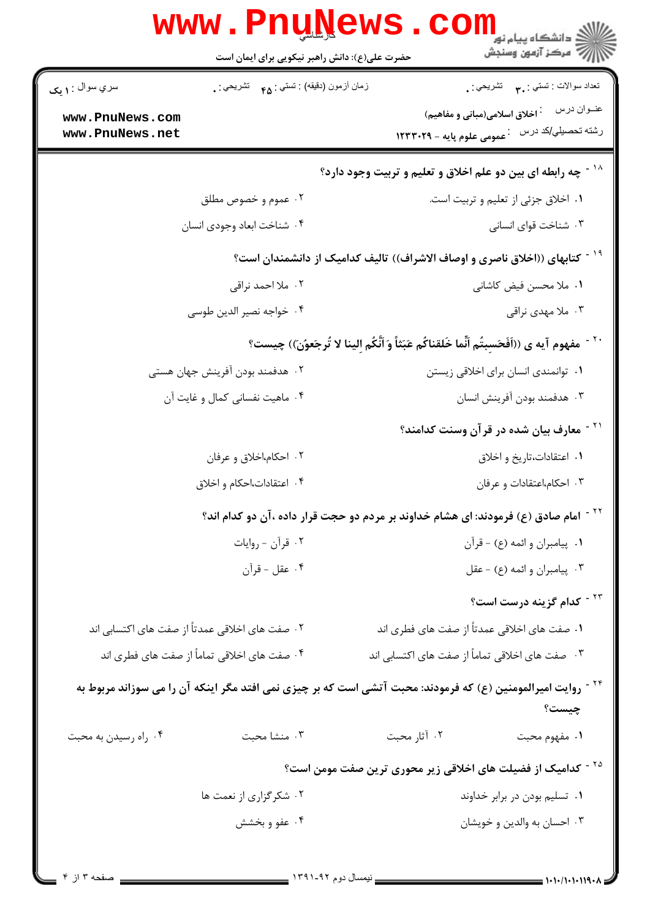۱۸ - چه رابطه ای بین دو علم اخلاق و تعلیم و تربیت وجود دارد؟

۱. اخلاق جزئی از تعلیم و تربیت است.

۲. عموم و خصوص مطلق

۳. شناخت قوای انسانی

۴. شناخت ابعاد وجودی انسان

۱۹ - کتابهای ((اخلاق ناصری و اوصاف الاشراف)) تالیف کدامیک از دانشمندان است؟

۱. ملا محسن فیض کاشانی

۲. ملا احمد نراقی

۳. ملا مهدی نراقی

۴. خواجه نصیر الدین طوسی

۲۰ - مفهوم آیه ی ((اَفَحَسِبتُم اَنَّما خَلقناکُم عَبَثاً وَ اَنَّکُم اِلینا لا تُرجَعوُن)) چیست؟

۱. توانمندی انسان برای اخلاقی زیستن

۲. هدفمند بودن آفرینش جهان هستی

۳. هدفمند بودن آفرینش انسان

۴. ماهیت نفسانی کمال و غایت آن

۲۱ - معارف بیان شده در قرآن وسنت کدامند؟

۱. اعتقادات،تاریخ و اخلاق

۲. احکام،اخلاق و عرفان

۳. احکام،اعتقادات و عرفان

۴. اعتقادات،احکام و اخلاق

۲۲ - امام صادق (ع) فرمودند: ای هشام خداوند بر مردم دو حجت قرار داده ،آن دو کدام اند؟

۱. پیامبران و ائمه (ع) - قرآن

۲. قرآن - روایات

۳. پیامبران و ائمه (ع) - عقل

۴. عقل - قرآن

۲۳ - کدام گزینه درست است؟

۱. صفت های اخلاقی عمدتاً از صفت های فطری اند

۲. صفت های اخلاقی عمدتاً از صفت های اکتسابی اند

۳. صفت های اخلاقی تماماً از صفت های اکتسابی اند

۴. صفت های اخلاقی تماماً از صفت های فطری اند

۲۴ - روایت امیرالمومنین (ع) که فرمودند: محبت آتشی است که بر چیزی نمی افتد مگر اینکه آن را می سوزاند مربوط به چیست؟

۱. مفهوم محبت

۲. آثار محبت

۳. منشا محبت

۴. راه رسیدن به محبت

۲۵ - کدامیک از فضیلت های اخلاقی زیر محوری ترین صفت مومن است؟

۱. تسلیم بودن در برابر خداوند

۲. شکرگزاری از نعمت ها

۳. احسان به والدین و خویشان

۴. عفو و بخشش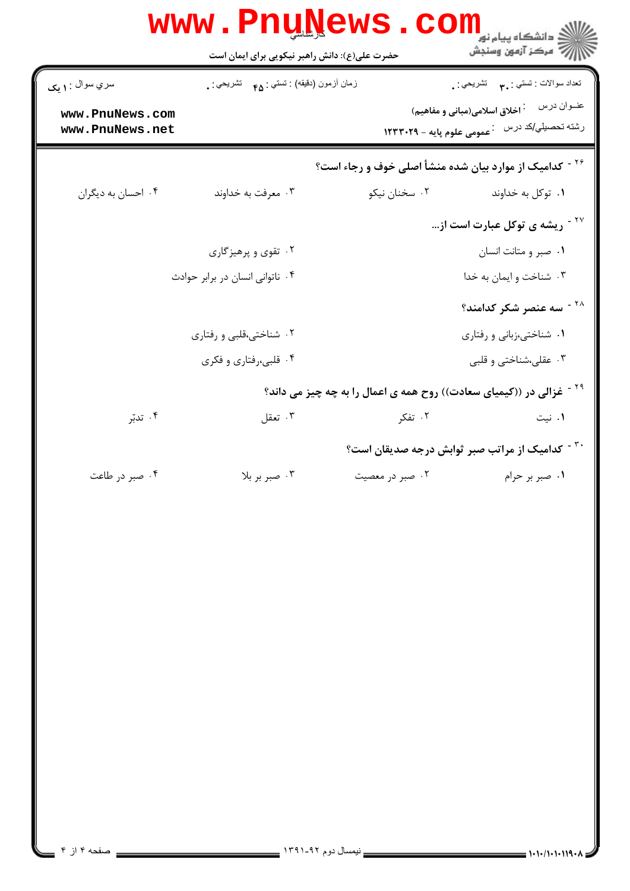۲۶ - کدامیک از موارد بیان شده منشأ اصلی خوف و رجاء است؟

۱. توکل به خداوند
۲. سخنان نیکو
۳. معرفت به خداوند
۴. احسان به دیگران

۲۷ - ریشه ی توکل عبارت است از...

۱. صبر و متانت انسان
۲. تقوی و پرهیزگاری
۳. شناخت و ایمان به خدا
۴. ناتوانی انسان در برابر حوادث

۲۸ - سه عنصر شکر کدامند؟

۱. شناختی،زبانی و رفتاری
۲. شناختی،قلبی و رفتاری
۳. عقلی،شناختی و قلبی
۴. قلبی،رفتاری و فکری

۲۹ - غزالی در ((کیمیای سعادت)) روح همه ی اعمال را به چه چیز می داند؟

۱. نیت
۲. تفکر
۳. تعقل
۴. تدبّر

۳۰ - کدامیک از مراتب صبر ثوابش درجه صدیقان است؟

۱. صبر بر حرام
۲. صبر در معصیت
۳. صبر بر بلا
۴. صبر در طاعت